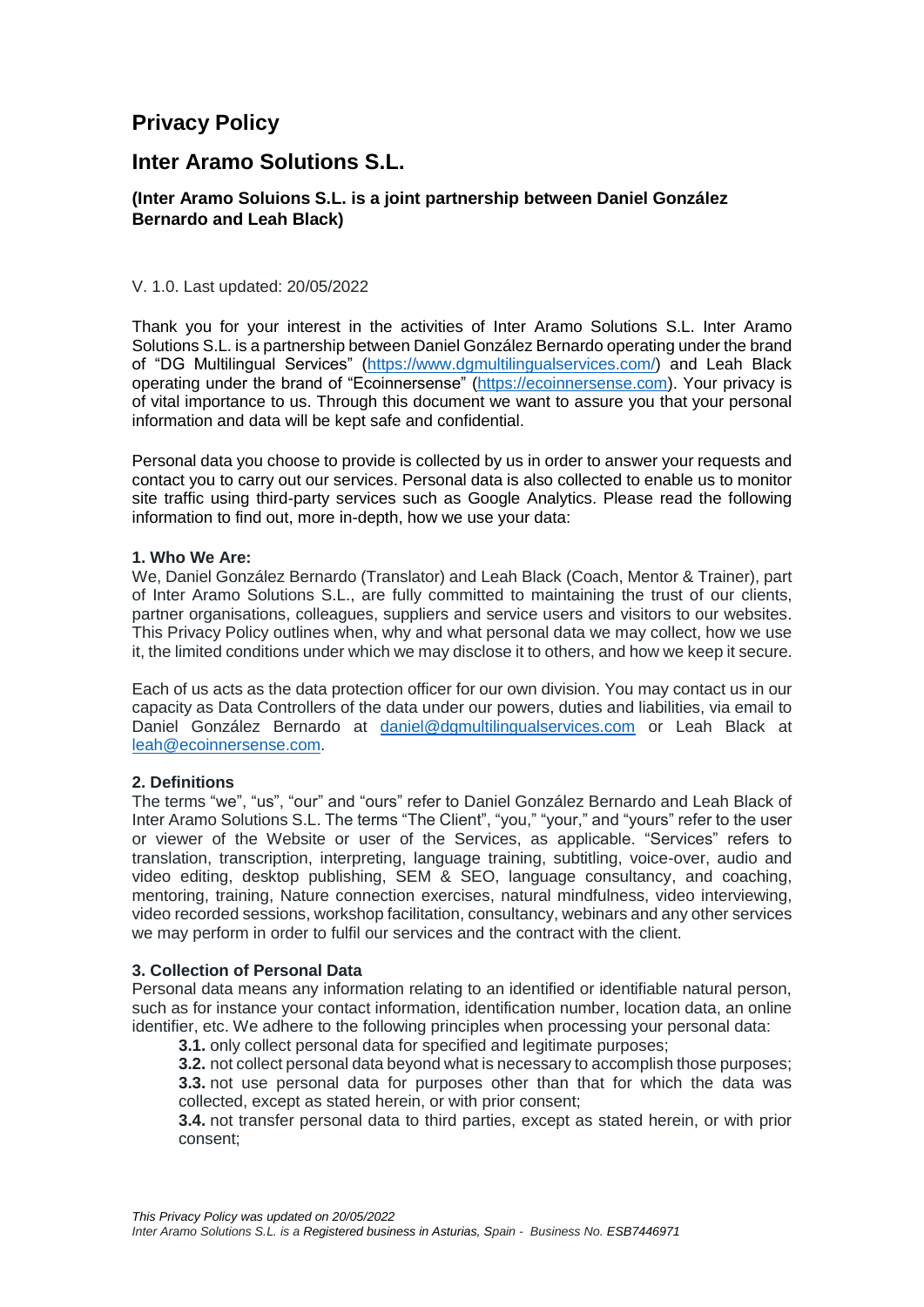# Privacy Policy

# Inter Aramo Solutions S.L.

### (Inter Aramo Soluions S.L. is a joint partnership between Daniel González Bernardo and Leah Black)

V. 1.0. Last updated: 20/05/2022

Thank you for your interest in the activities of Inter Aramo Solutions S.L. Inter Aramo Solutions S.L. is a partnership between Daniel González Bernardo operating under the brand of "DG Multilingual Services" (https://www.dgmultilingualservices.com/) and Leah Black operating under the brand of "Ecoinnersense" (https://ecoinnersense.com). Your privacy is of vital importance to us. Through this document we want to assure you that your personal information and data will be kept safe and confidential.

Personal data you choose to provide is collected by us in order to answer your requests and contact you to carry out our services. Personal data is also collected to enable us to monitor site traffic using third-party services such as Google Analytics. Please read the following information to find out, more in-depth, how we use your data:

**1. Who We Are:**

We, Daniel González Bernardo (Translator) and Leah Black (Coach, Mentor & Trainer), part of Inter Aramo Solutions S.L., are fully committed to maintaining the trust of our clients, partner organisations, colleagues, suppliers and service users and visitors to our websites. This Privacy Policy outlines when, why and what personal data we may collect, how we use it, the limited conditions under which we may disclose it to others, and how we keep it secure.

Each of us acts as the data protection officer for our own division. You may contact us in our capacity as Data Controllers of the data under our powers, duties and liabilities, via email to Daniel González Bernardo at daniel@dgmultilingualservices.com or Leah Black at leah@ecoinnersense.com.

**2. Definitions**

The terms "we", "us", "our" and "ours" refer to Daniel González Bernardo and Leah Black of Inter Aramo Solutions S.L. The terms "The Client", "you," "your," and "yours" refer to the user or viewer of the Website or user of the Services, as applicable. "Services" refers to translation, transcription, interpreting, language training, subtitling, voice-over, audio and video editing, desktop publishing, SEM & SEO, language consultancy, and coaching, mentoring, training, Nature connection exercises, natural mindfulness, video interviewing, video recorded sessions, workshop facilitation, consultancy, webinars and any other services we may perform in order to fulfil our services and the contract with the client.

**3. Collection of Personal Data**

Personal data means any information relating to an identified or identifiable natural person, such as for instance your contact information, identification number, location data, an online identifier, etc. We adhere to the following principles when processing your personal data:

> **3.1.** only collect personal data for specified and legitimate purposes;
>
> **3.2.** not collect personal data beyond what is necessary to accomplish those purposes;
>
> **3.3.** not use personal data for purposes other than that for which the data was collected, except as stated herein, or with prior consent;
>
> **3.4.** not transfer personal data to third parties, except as stated herein, or with prior consent;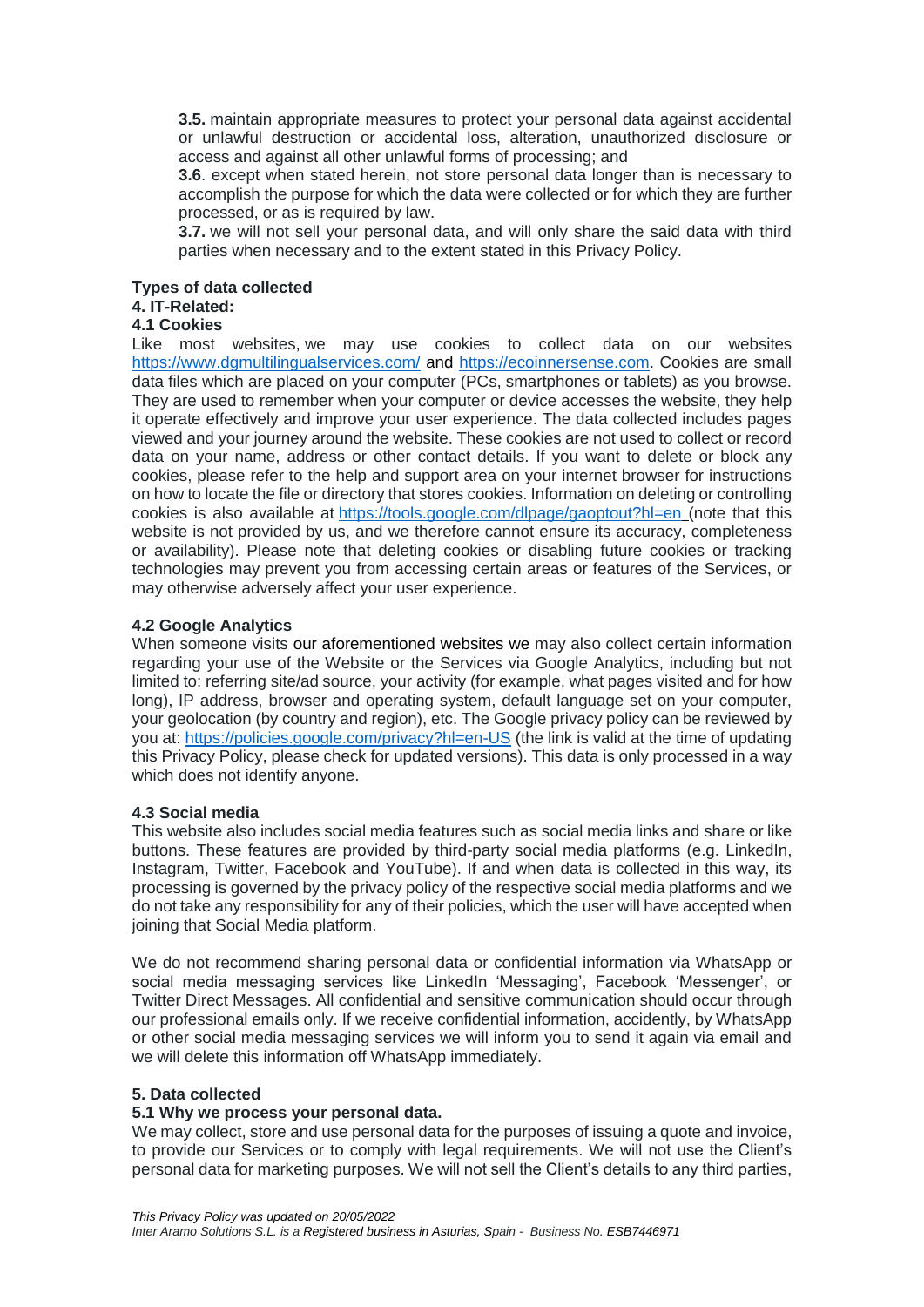**3.5.** maintain appropriate measures to protect your personal data against accidental or unlawful destruction or accidental loss, alteration, unauthorized disclosure or access and against all other unlawful forms of processing; and

**3.6**. except when stated herein, not store personal data longer than is necessary to accomplish the purpose for which the data were collected or for which they are further processed, or as is required by law.

**3.7.** we will not sell your personal data, and will only share the said data with third parties when necessary and to the extent stated in this Privacy Policy.

**Types of data collected**

**4. IT-Related:**

**4.1 Cookies**

Like most websites, we may use cookies to collect data on our websites https://www.dgmultilingualservices.com/ and https://ecoinnersense.com. Cookies are small data files which are placed on your computer (PCs, smartphones or tablets) as you browse. They are used to remember when your computer or device accesses the website, they help it operate effectively and improve your user experience. The data collected includes pages viewed and your journey around the website. These cookies are not used to collect or record data on your name, address or other contact details. If you want to delete or block any cookies, please refer to the help and support area on your internet browser for instructions on how to locate the file or directory that stores cookies. Information on deleting or controlling cookies is also available at https://tools.google.com/dlpage/gaoptout?hl=en (note that this website is not provided by us, and we therefore cannot ensure its accuracy, completeness or availability). Please note that deleting cookies or disabling future cookies or tracking technologies may prevent you from accessing certain areas or features of the Services, or may otherwise adversely affect your user experience.

**4.2 Google Analytics**

When someone visits our aforementioned websites we may also collect certain information regarding your use of the Website or the Services via Google Analytics, including but not limited to: referring site/ad source, your activity (for example, what pages visited and for how long), IP address, browser and operating system, default language set on your computer, your geolocation (by country and region), etc. The Google privacy policy can be reviewed by you at: https://policies.google.com/privacy?hl=en-US (the link is valid at the time of updating this Privacy Policy, please check for updated versions). This data is only processed in a way which does not identify anyone.

**4.3 Social media**

This website also includes social media features such as social media links and share or like buttons. These features are provided by third-party social media platforms (e.g. LinkedIn, Instagram, Twitter, Facebook and YouTube). If and when data is collected in this way, its processing is governed by the privacy policy of the respective social media platforms and we do not take any responsibility for any of their policies, which the user will have accepted when joining that Social Media platform.

We do not recommend sharing personal data or confidential information via WhatsApp or social media messaging services like LinkedIn 'Messaging', Facebook 'Messenger', or Twitter Direct Messages. All confidential and sensitive communication should occur through our professional emails only. If we receive confidential information, accidently, by WhatsApp or other social media messaging services we will inform you to send it again via email and we will delete this information off WhatsApp immediately.

**5. Data collected**

**5.1 Why we process your personal data.**

We may collect, store and use personal data for the purposes of issuing a quote and invoice, to provide our Services or to comply with legal requirements. We will not use the Client's personal data for marketing purposes. We will not sell the Client's details to any third parties,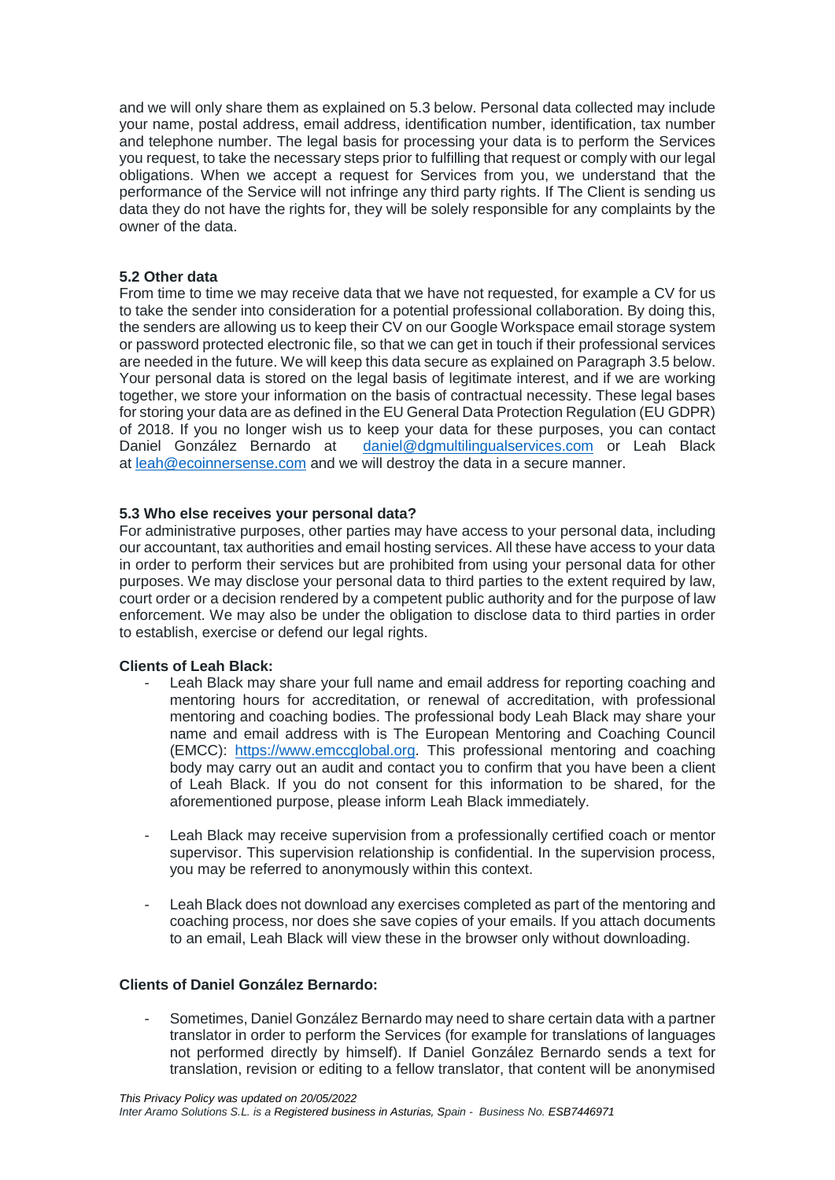and we will only share them as explained on 5.3 below. Personal data collected may include your name, postal address, email address, identification number, identification, tax number and telephone number. The legal basis for processing your data is to perform the Services you request, to take the necessary steps prior to fulfilling that request or comply with our legal obligations. When we accept a request for Services from you, we understand that the performance of the Service will not infringe any third party rights. If The Client is sending us data they do not have the rights for, they will be solely responsible for any complaints by the owner of the data.

**5.2 Other data**

From time to time we may receive data that we have not requested, for example a CV for us to take the sender into consideration for a potential professional collaboration. By doing this, the senders are allowing us to keep their CV on our Google Workspace email storage system or password protected electronic file, so that we can get in touch if their professional services are needed in the future. We will keep this data secure as explained on Paragraph 3.5 below. Your personal data is stored on the legal basis of legitimate interest, and if we are working together, we store your information on the basis of contractual necessity. These legal bases for storing your data are as defined in the EU General Data Protection Regulation (EU GDPR) of 2018. If you no longer wish us to keep your data for these purposes, you can contact Daniel González Bernardo at daniel@dgmultilingualservices.com or Leah Black at leah@ecoinnersense.com and we will destroy the data in a secure manner.

**5.3 Who else receives your personal data?**

For administrative purposes, other parties may have access to your personal data, including our accountant, tax authorities and email hosting services. All these have access to your data in order to perform their services but are prohibited from using your personal data for other purposes. We may disclose your personal data to third parties to the extent required by law, court order or a decision rendered by a competent public authority and for the purpose of law enforcement. We may also be under the obligation to disclose data to third parties in order to establish, exercise or defend our legal rights.

**Clients of Leah Black:**

- Leah Black may share your full name and email address for reporting coaching and mentoring hours for accreditation, or renewal of accreditation, with professional mentoring and coaching bodies. The professional body Leah Black may share your name and email address with is The European Mentoring and Coaching Council (EMCC): https://www.emccglobal.org. This professional mentoring and coaching body may carry out an audit and contact you to confirm that you have been a client of Leah Black. If you do not consent for this information to be shared, for the aforementioned purpose, please inform Leah Black immediately.

- Leah Black may receive supervision from a professionally certified coach or mentor supervisor. This supervision relationship is confidential. In the supervision process, you may be referred to anonymously within this context.

- Leah Black does not download any exercises completed as part of the mentoring and coaching process, nor does she save copies of your emails. If you attach documents to an email, Leah Black will view these in the browser only without downloading.

**Clients of Daniel González Bernardo:**

- Sometimes, Daniel González Bernardo may need to share certain data with a partner translator in order to perform the Services (for example for translations of languages not performed directly by himself). If Daniel González Bernardo sends a text for translation, revision or editing to a fellow translator, that content will be anonymised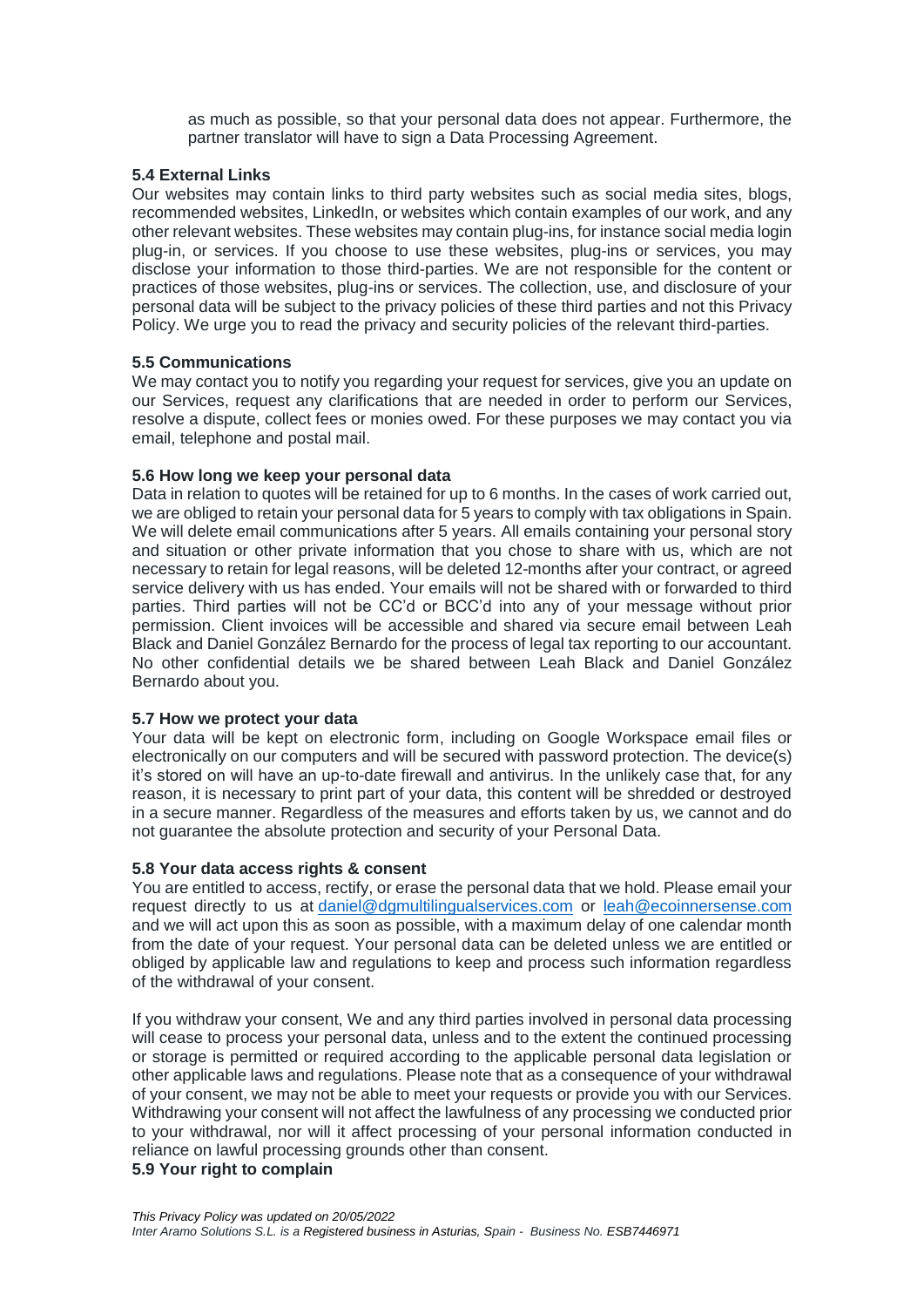as much as possible, so that your personal data does not appear. Furthermore, the partner translator will have to sign a Data Processing Agreement.

### 5.4 External Links

Our websites may contain links to third party websites such as social media sites, blogs, recommended websites, LinkedIn, or websites which contain examples of our work, and any other relevant websites. These websites may contain plug-ins, for instance social media login plug-in, or services. If you choose to use these websites, plug-ins or services, you may disclose your information to those third-parties. We are not responsible for the content or practices of those websites, plug-ins or services. The collection, use, and disclosure of your personal data will be subject to the privacy policies of these third parties and not this Privacy Policy. We urge you to read the privacy and security policies of the relevant third-parties.

### 5.5 Communications

We may contact you to notify you regarding your request for services, give you an update on our Services, request any clarifications that are needed in order to perform our Services, resolve a dispute, collect fees or monies owed. For these purposes we may contact you via email, telephone and postal mail.

### 5.6 How long we keep your personal data

Data in relation to quotes will be retained for up to 6 months. In the cases of work carried out, we are obliged to retain your personal data for 5 years to comply with tax obligations in Spain. We will delete email communications after 5 years. All emails containing your personal story and situation or other private information that you chose to share with us, which are not necessary to retain for legal reasons, will be deleted 12-months after your contract, or agreed service delivery with us has ended. Your emails will not be shared with or forwarded to third parties. Third parties will not be CC'd or BCC'd into any of your message without prior permission. Client invoices will be accessible and shared via secure email between Leah Black and Daniel González Bernardo for the process of legal tax reporting to our accountant. No other confidential details we be shared between Leah Black and Daniel González Bernardo about you.

### 5.7 How we protect your data

Your data will be kept on electronic form, including on Google Workspace email files or electronically on our computers and will be secured with password protection. The device(s) it's stored on will have an up-to-date firewall and antivirus. In the unlikely case that, for any reason, it is necessary to print part of your data, this content will be shredded or destroyed in a secure manner. Regardless of the measures and efforts taken by us, we cannot and do not guarantee the absolute protection and security of your Personal Data.

### 5.8 Your data access rights & consent

You are entitled to access, rectify, or erase the personal data that we hold. Please email your request directly to us at daniel@dgmultilingualservices.com or leah@ecoinnersense.com and we will act upon this as soon as possible, with a maximum delay of one calendar month from the date of your request. Your personal data can be deleted unless we are entitled or obliged by applicable law and regulations to keep and process such information regardless of the withdrawal of your consent.

If you withdraw your consent, We and any third parties involved in personal data processing will cease to process your personal data, unless and to the extent the continued processing or storage is permitted or required according to the applicable personal data legislation or other applicable laws and regulations. Please note that as a consequence of your withdrawal of your consent, we may not be able to meet your requests or provide you with our Services. Withdrawing your consent will not affect the lawfulness of any processing we conducted prior to your withdrawal, nor will it affect processing of your personal information conducted in reliance on lawful processing grounds other than consent.

### 5.9 Your right to complain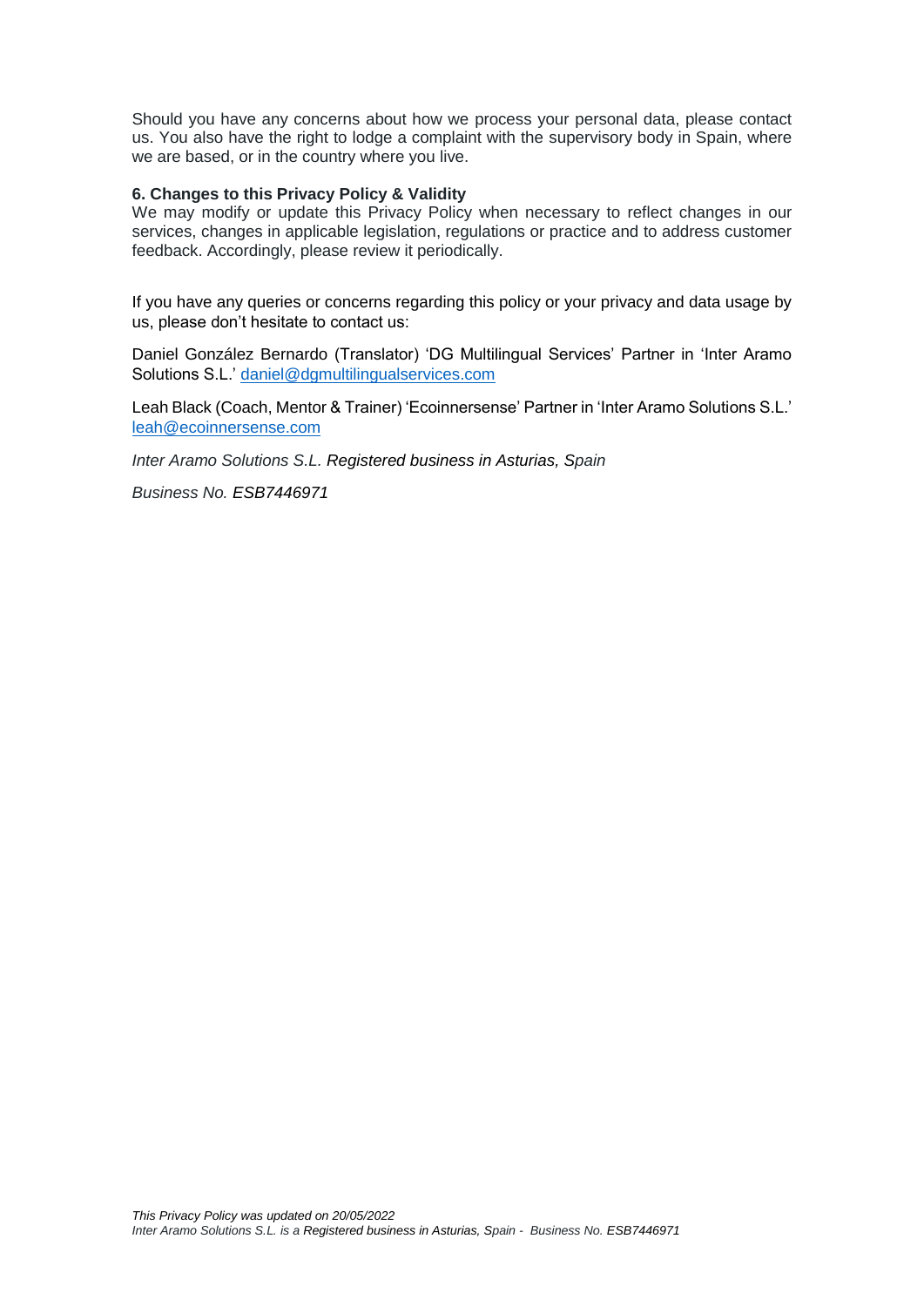Should you have any concerns about how we process your personal data, please contact us. You also have the right to lodge a complaint with the supervisory body in Spain, where we are based, or in the country where you live.

**6. Changes to this Privacy Policy & Validity**

We may modify or update this Privacy Policy when necessary to reflect changes in our services, changes in applicable legislation, regulations or practice and to address customer feedback. Accordingly, please review it periodically.

If you have any queries or concerns regarding this policy or your privacy and data usage by us, please don't hesitate to contact us:

Daniel González Bernardo (Translator) 'DG Multilingual Services' Partner in 'Inter Aramo Solutions S.L.' daniel@dgmultilingualservices.com

Leah Black (Coach, Mentor & Trainer) 'Ecoinnersense' Partner in 'Inter Aramo Solutions S.L.' leah@ecoinnersense.com

*Inter Aramo Solutions S.L. Registered business in Asturias, Spain*

*Business No. ESB7446971*

*This Privacy Policy was updated on 20/05/2022*
*Inter Aramo Solutions S.L. is a Registered business in Asturias, Spain - Business No. ESB7446971*